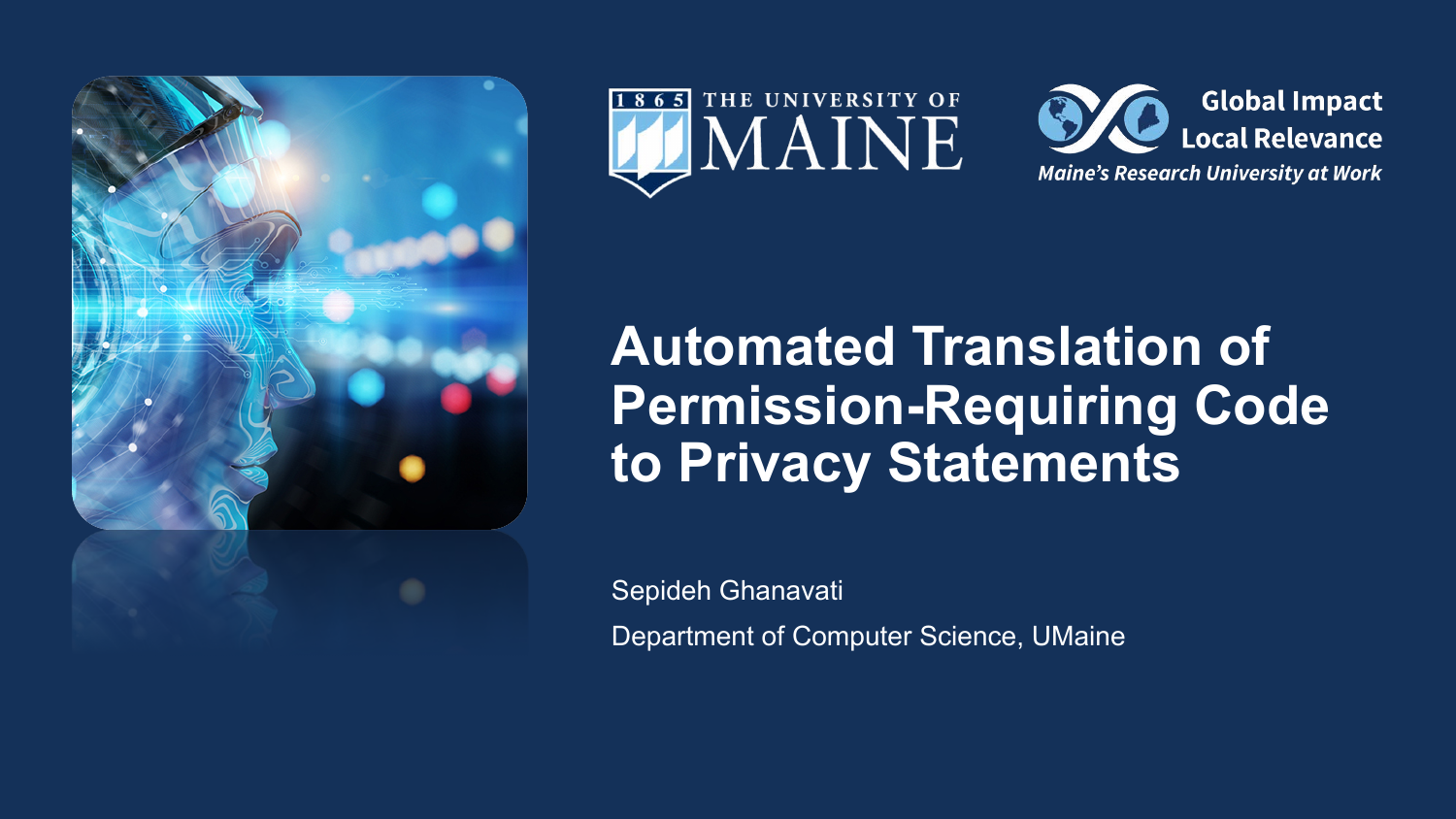THE UNIVERSITY OF MAINE

Global Impact
Local Relevance
*Maine's Research University at Work*

# Automated Translation of Permission-Requiring Code to Privacy Statements

Sepideh Ghanavati

Department of Computer Science, UMaine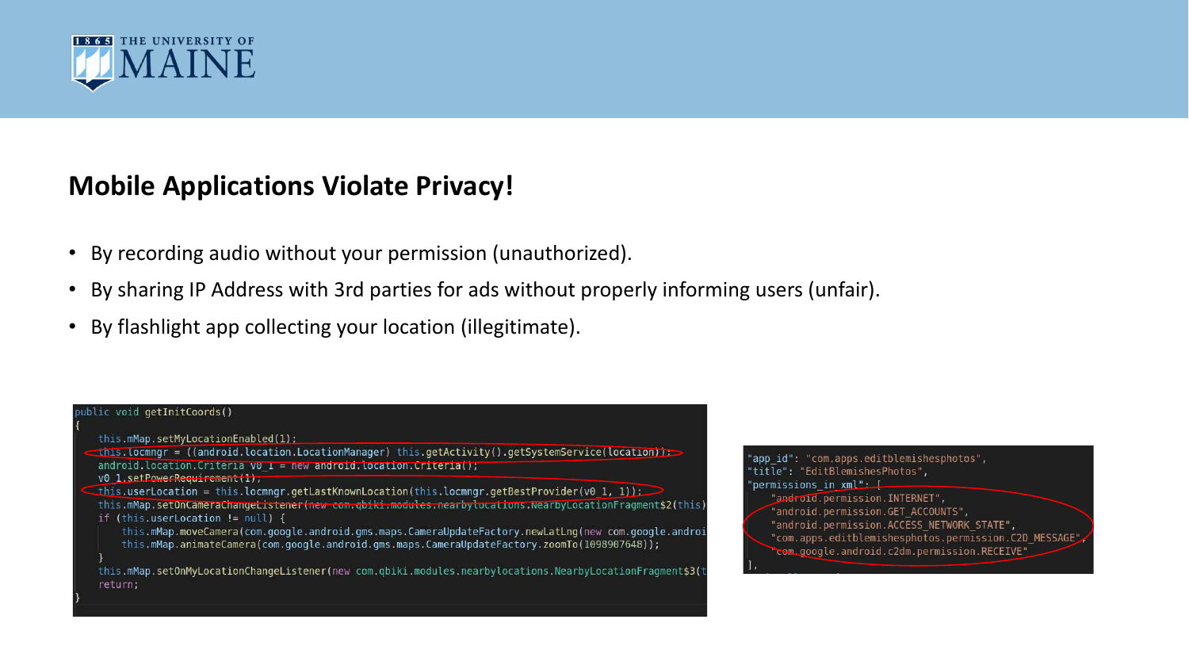## Mobile Applications Violate Privacy!

- By recording audio without your permission (unauthorized).
- By sharing IP Address with 3rd parties for ads without properly informing users (unfair).
- By flashlight app collecting your location (illegitimate).

```
public void getInitCoords()
{
    this.mMap.setMyLocationEnabled(1);
    this.locmngr = ((android.location.LocationManager) this.getActivity().getSystemService(location));
    android.location.Criteria v0_1 = new android.location.Criteria();
    v0_1.setPowerRequirement(1);
    this.userLocation = this.locmngr.getLastKnownLocation(this.locmngr.getBestProvider(v0_1, 1));
    this.mMap.setOnCameraChangeListener(new com.qbiki.modules.nearbylocations.NearbyLocationFragment$2(this)
    if (this.userLocation != null) {
        this.mMap.moveCamera(com.google.android.gms.maps.CameraUpdateFactory.newLatLng(new com.google.androi
        this.mMap.animateCamera(com.google.android.gms.maps.CameraUpdateFactory.zoomTo(1098907648));
    }
    this.mMap.setOnMyLocationChangeListener(new com.qbiki.modules.nearbylocations.NearbyLocationFragment$3(t
    return;
}
```

```
"app_id": "com.apps.editblemishesphotos",
"title": "EditBlemishesPhotos",
"permissions_in_xml": [
    "android.permission.INTERNET",
    "android.permission.GET_ACCOUNTS",
    "android.permission.ACCESS_NETWORK_STATE",
    "com.apps.editblemishesphotos.permission.C2D_MESSAGE",
    "com.google.android.c2dm.permission.RECEIVE"
],
```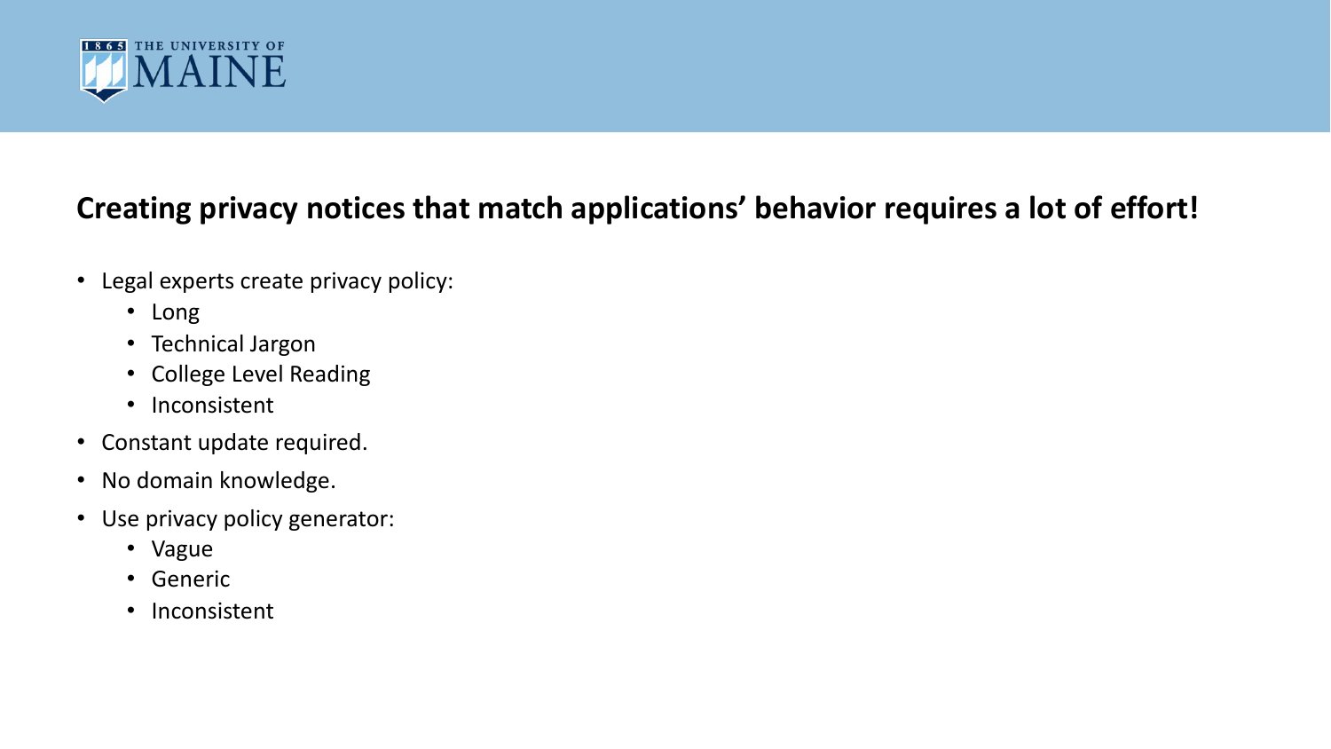## Creating privacy notices that match applications' behavior requires a lot of effort!

- Legal experts create privacy policy:
  - Long
  - Technical Jargon
  - College Level Reading
  - Inconsistent
- Constant update required.
- No domain knowledge.
- Use privacy policy generator:
  - Vague
  - Generic
  - Inconsistent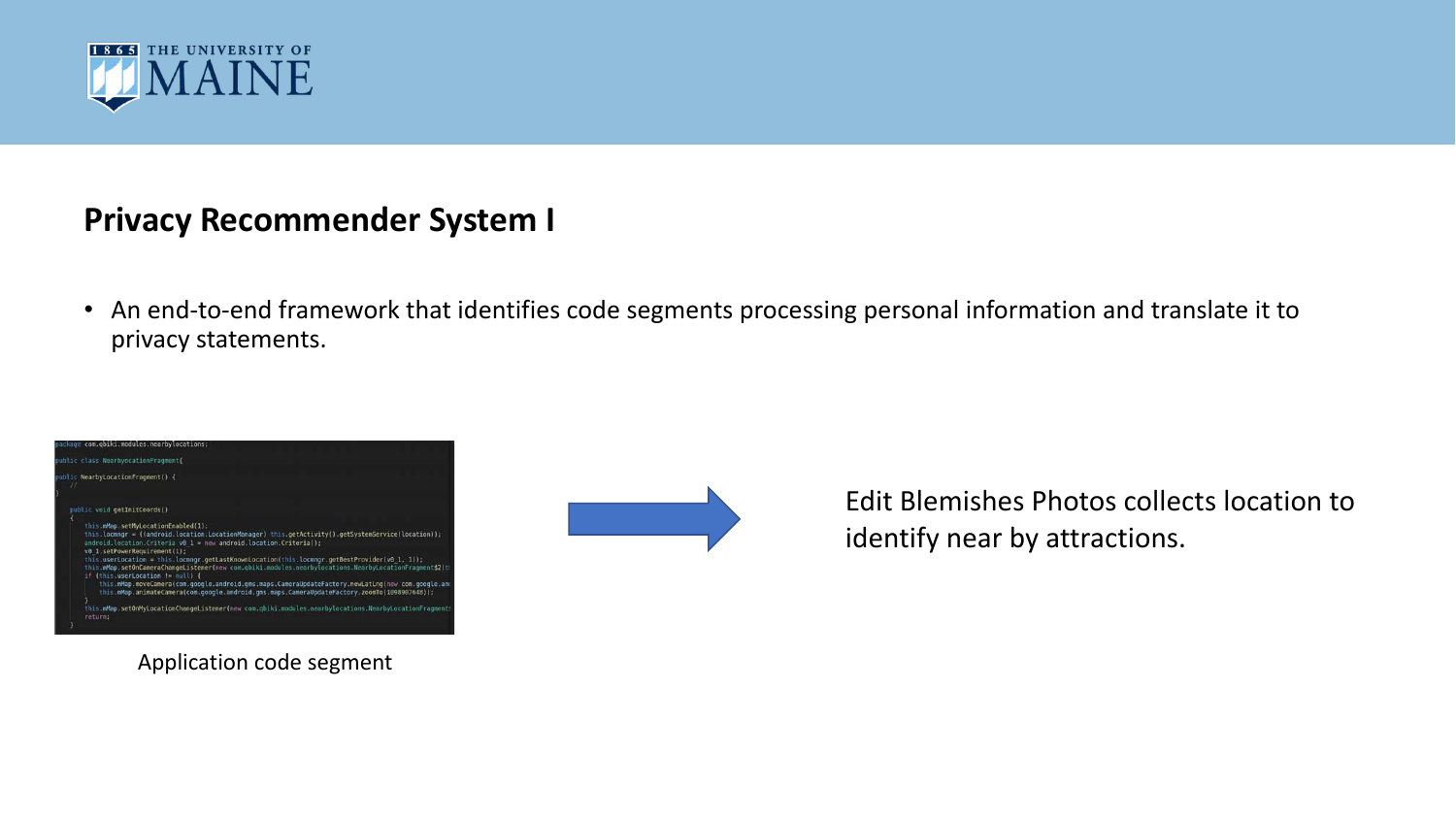## Privacy Recommender System I

- An end-to-end framework that identifies code segments processing personal information and translate it to privacy statements.

```
package com.qbiki.modules.nearbylocations;

public class NearbyLocationFragment{

public NearbyLocationFragment() {
    //
}

    public void getInitCoords()
    {
        this.mMap.setMyLocationEnabled(1);
        this.locmngr = ((android.location.LocationManager) this.getActivity().getSystemService(location));
        android.location.Criteria v0_1 = new android.location.Criteria();
        v0_1.setPowerRequirement(1);
        this.userLocation = this.locmngr.getLastKnownLocation(this.locmngr.getBestProvider(v0_1, 1));
        this.mMap.setOnCameraChangeListener(new com.qbiki.modules.nearbylocations.NearbyLocationFragment$2(th
        if (this.userLocation != null) {
            this.mMap.moveCamera(com.google.android.gms.maps.CameraUpdateFactory.newLatLng(new com.google.an
            this.mMap.animateCamera(com.google.android.gms.maps.CameraUpdateFactory.zoomTo(1098907648));
        }
        this.mMap.setOnMyLocationChangeListener(new com.qbiki.modules.nearbylocations.NearbyLocationFragment
        return;
    }
```

Application code segment

Edit Blemishes Photos collects location to identify near by attractions.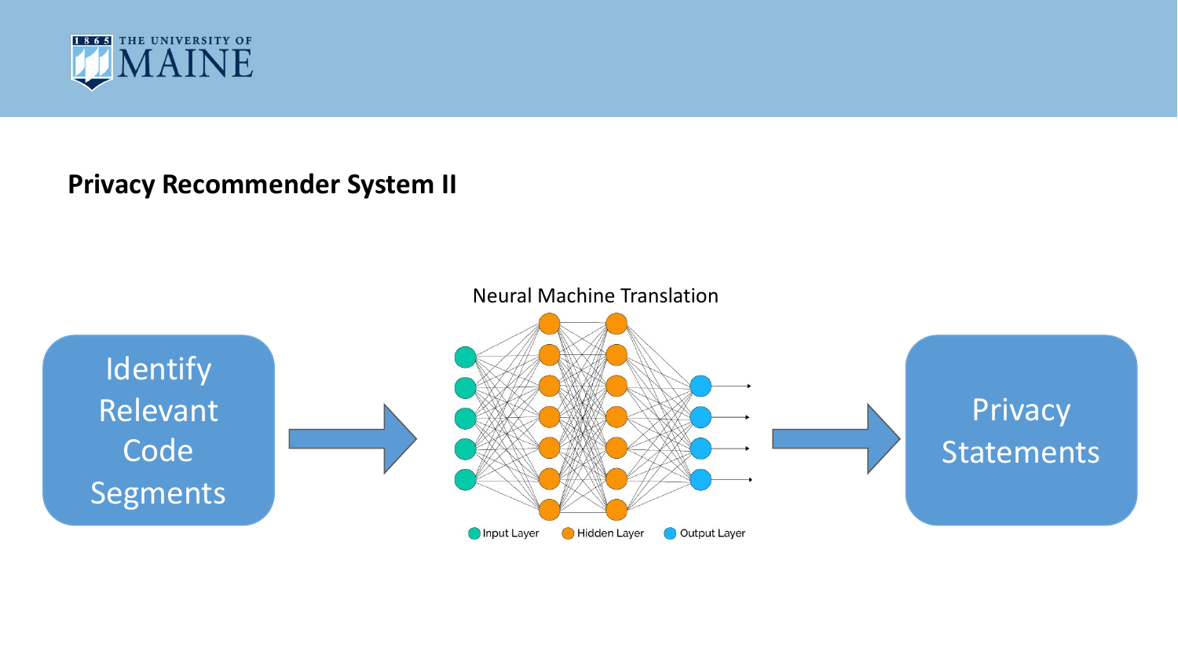## Privacy Recommender System II

Identify Relevant Code Segments → Neural Machine Translation → Privacy Statements

Input Layer | Hidden Layer | Output Layer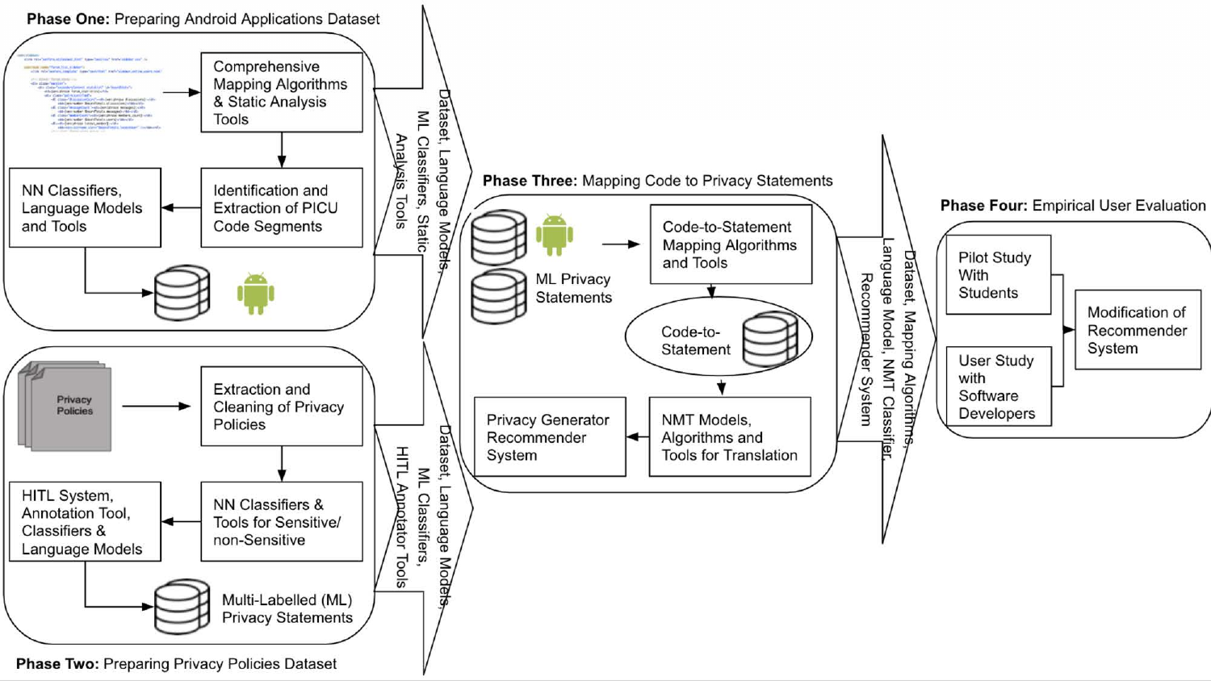**Phase One:** Preparing Android Applications Dataset

- Comprehensive Mapping Algorithms & Static Analysis Tools
- Identification and Extraction of PICU Code Segments
- NN Classifiers, Language Models and Tools

Dataset, Language Models, ML Classifiers, Static Analysis Tools

**Phase Two:** Preparing Privacy Policies Dataset

- Privacy Policies
- Extraction and Cleaning of Privacy Policies
- NN Classifiers & Tools for Sensitive/ non-Sensitive
- HITL System, Annotation Tool, Classifiers & Language Models
- Multi-Labelled (ML) Privacy Statements

Dataset, Language Models, ML Classifiers, HITL Annotator Tools

**Phase Three:** Mapping Code to Privacy Statements

- ML Privacy Statements
- Code-to-Statement Mapping Algorithms and Tools
- Code-to-Statement
- NMT Models, Algorithms and Tools for Translation
- Privacy Generator Recommender System

Dataset, Mapping Algorithms, Language Model, NMT Classifier, Recommender System

**Phase Four:** Empirical User Evaluation

- Pilot Study With Students
- User Study with Software Developers
- Modification of Recommender System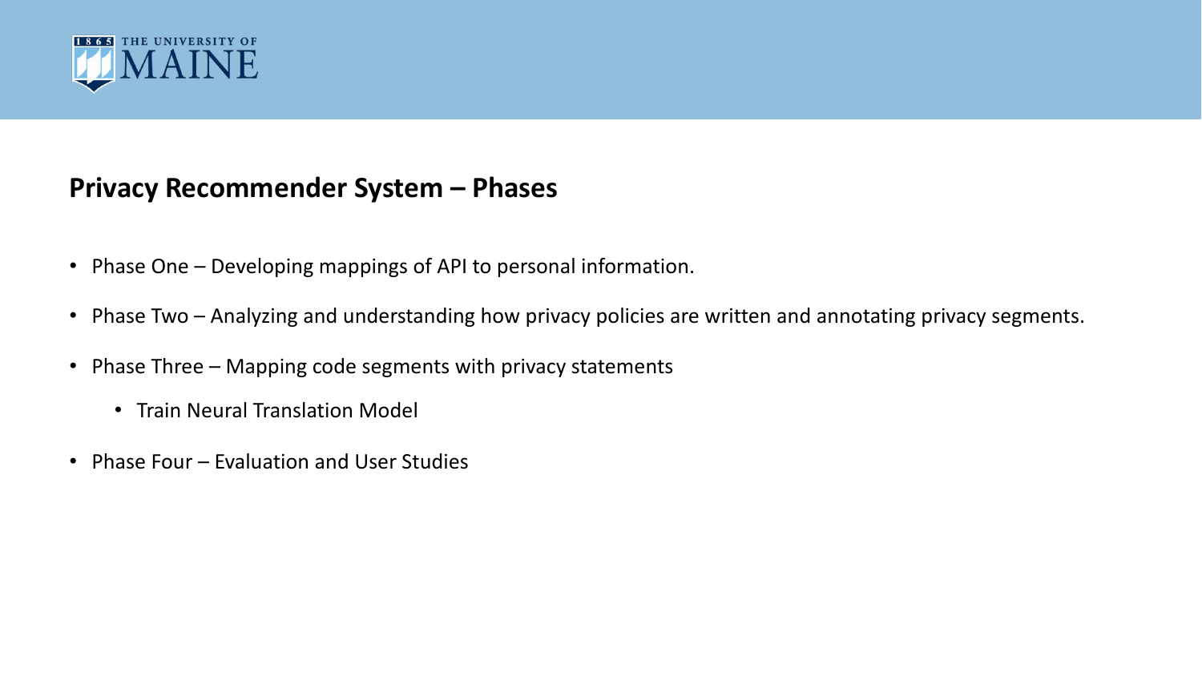## Privacy Recommender System – Phases

- Phase One – Developing mappings of API to personal information.
- Phase Two – Analyzing and understanding how privacy policies are written and annotating privacy segments.
- Phase Three – Mapping code segments with privacy statements
  - Train Neural Translation Model
- Phase Four – Evaluation and User Studies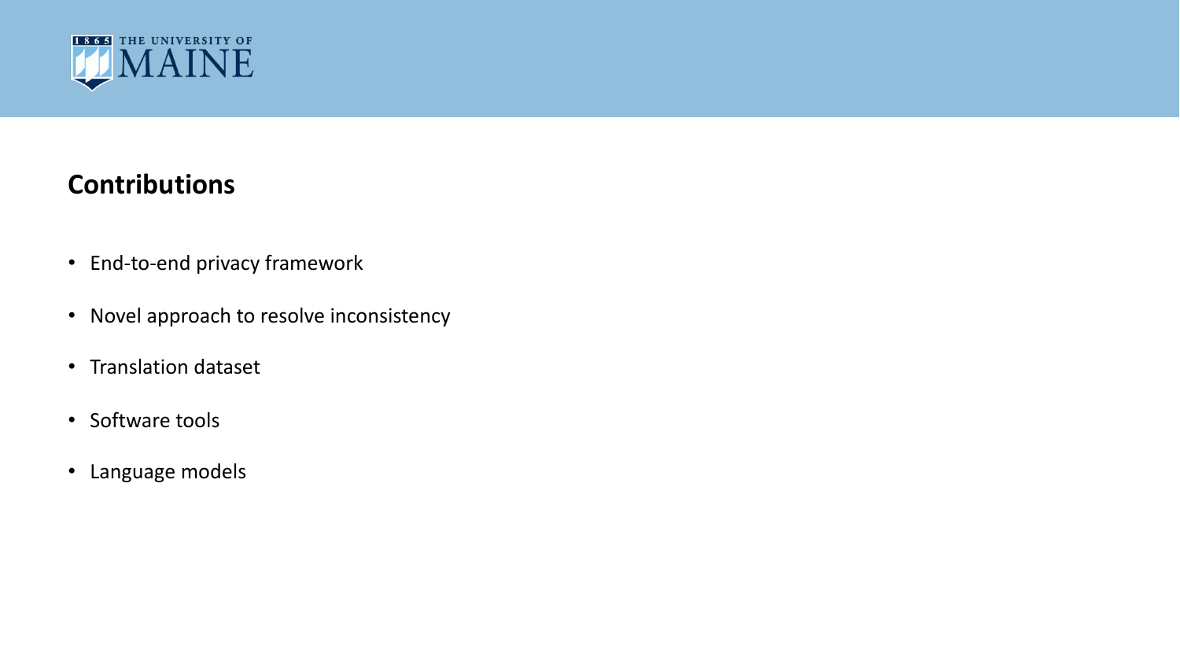## Contributions

- End-to-end privacy framework
- Novel approach to resolve inconsistency
- Translation dataset
- Software tools
- Language models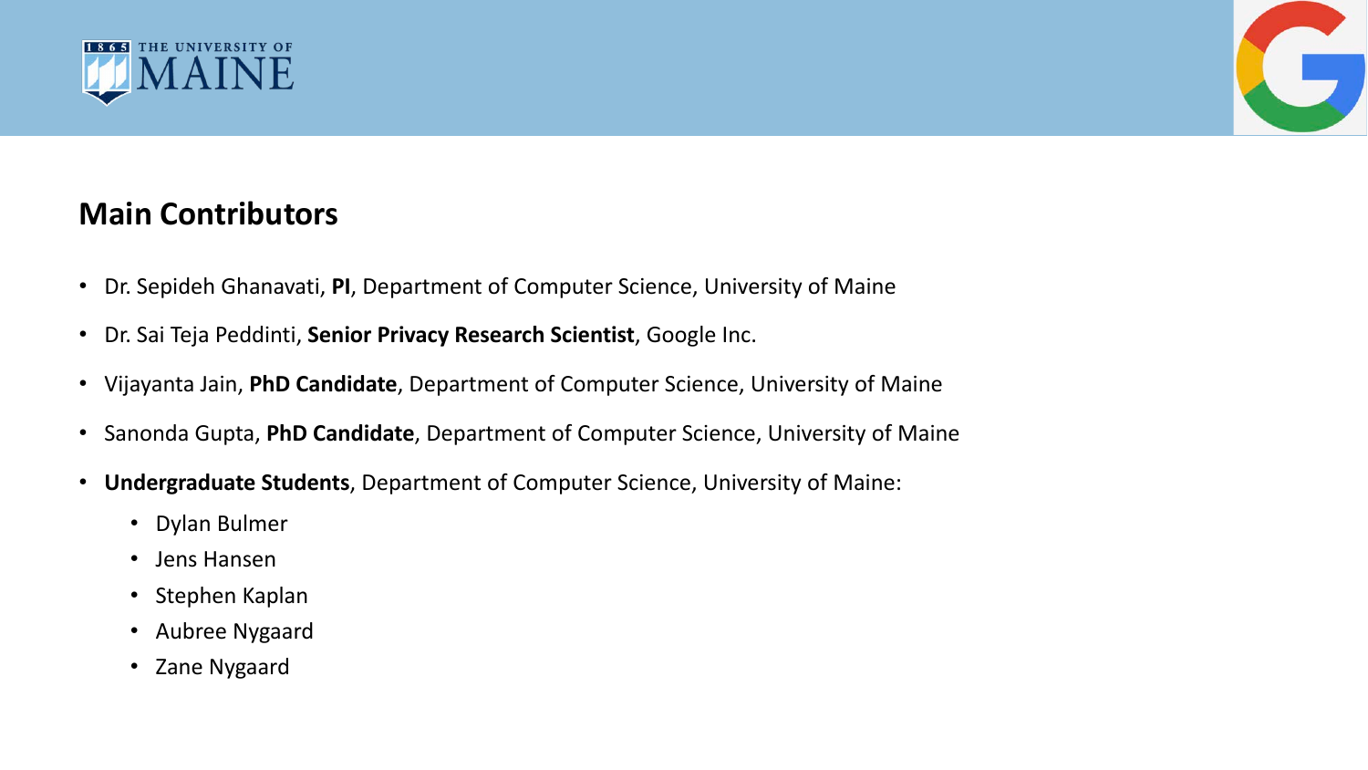## Main Contributors

- Dr. Sepideh Ghanavati, **PI**, Department of Computer Science, University of Maine
- Dr. Sai Teja Peddinti, **Senior Privacy Research Scientist**, Google Inc.
- Vijayanta Jain, **PhD Candidate**, Department of Computer Science, University of Maine
- Sanonda Gupta, **PhD Candidate**, Department of Computer Science, University of Maine
- **Undergraduate Students**, Department of Computer Science, University of Maine:
  - Dylan Bulmer
  - Jens Hansen
  - Stephen Kaplan
  - Aubree Nygaard
  - Zane Nygaard